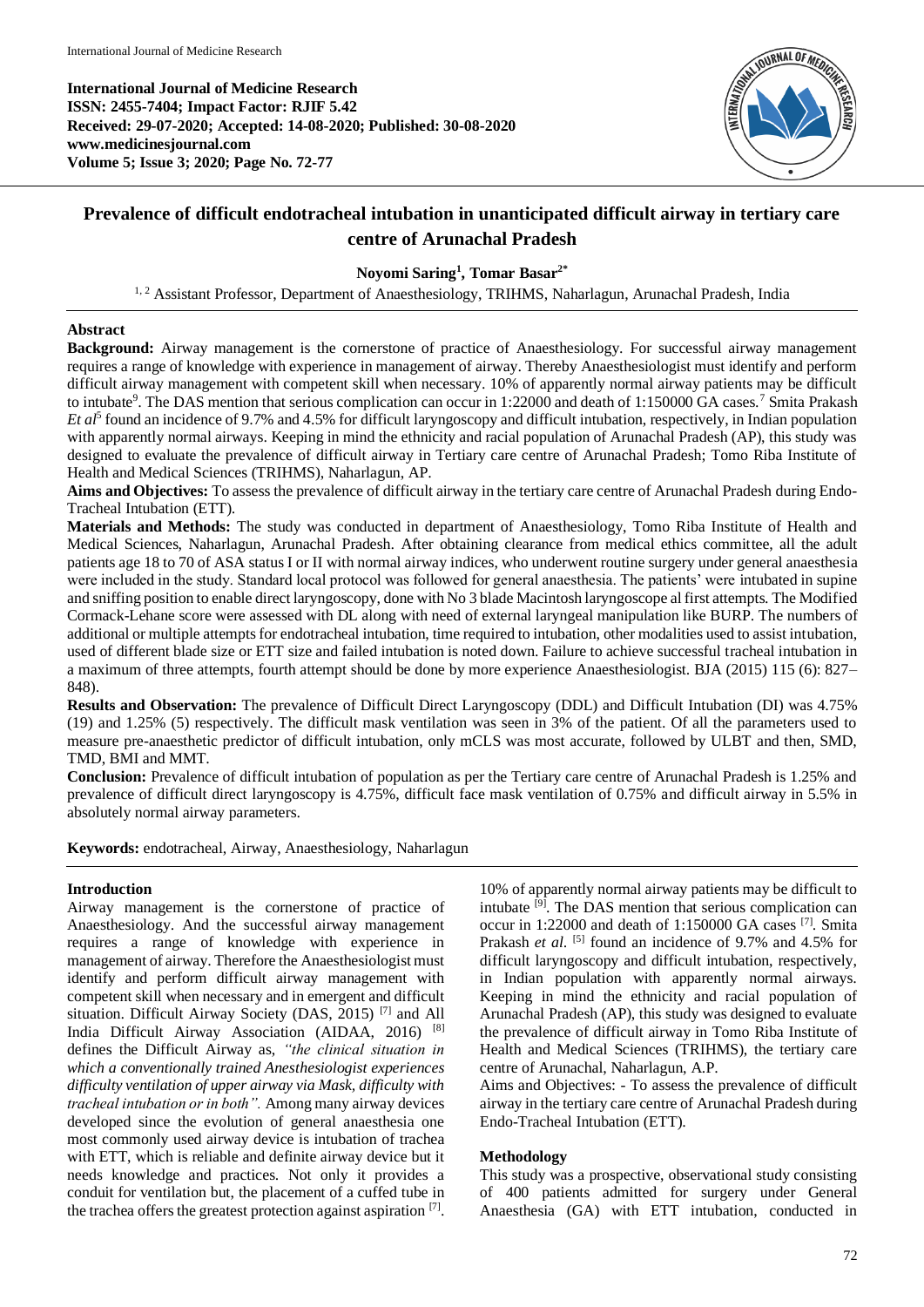International Journal of Medicine Research
**ISSN: 2455-7404; Impact Factor: RJIF 5.42**
**Received: 29-07-2020; Accepted: 14-08-2020; Published: 30-08-2020**
**www.medicinesjournal.com**
**Volume 5; Issue 3; 2020; Page No. 72-77**

# Prevalence of difficult endotracheal intubation in unanticipated difficult airway in tertiary care centre of Arunachal Pradesh

**Noyomi Saring[1], Tomar Basar[2*]**

[1, 2] Assistant Professor, Department of Anaesthesiology, TRIHMS, Naharlagun, Arunachal Pradesh, India

## Abstract

**Background:** Airway management is the cornerstone of practice of Anaesthesiology. For successful airway management requires a range of knowledge with experience in management of airway. Thereby Anaesthesiologist must identify and perform difficult airway management with competent skill when necessary. 10% of apparently normal airway patients may be difficult to intubate[9]. The DAS mention that serious complication can occur in 1:22000 and death of 1:150000 GA cases.[7] Smita Prakash *Et al*[5] found an incidence of 9.7% and 4.5% for difficult laryngoscopy and difficult intubation, respectively, in Indian population with apparently normal airways. Keeping in mind the ethnicity and racial population of Arunachal Pradesh (AP), this study was designed to evaluate the prevalence of difficult airway in Tertiary care centre of Arunachal Pradesh; Tomo Riba Institute of Health and Medical Sciences (TRIHMS), Naharlagun, AP.

**Aims and Objectives:** To assess the prevalence of difficult airway in the tertiary care centre of Arunachal Pradesh during Endo-Tracheal Intubation (ETT).

**Materials and Methods:** The study was conducted in department of Anaesthesiology, Tomo Riba Institute of Health and Medical Sciences, Naharlagun, Arunachal Pradesh. After obtaining clearance from medical ethics committee, all the adult patients age 18 to 70 of ASA status I or II with normal airway indices, who underwent routine surgery under general anaesthesia were included in the study. Standard local protocol was followed for general anaesthesia. The patients' were intubated in supine and sniffing position to enable direct laryngoscopy, done with No 3 blade Macintosh laryngoscope al first attempts. The Modified Cormack-Lehane score were assessed with DL along with need of external laryngeal manipulation like BURP. The numbers of additional or multiple attempts for endotracheal intubation, time required to intubation, other modalities used to assist intubation, used of different blade size or ETT size and failed intubation is noted down. Failure to achieve successful tracheal intubation in a maximum of three attempts, fourth attempt should be done by more experience Anaesthesiologist. BJA (2015) 115 (6): 827–848).

**Results and Observation:** The prevalence of Difficult Direct Laryngoscopy (DDL) and Difficult Intubation (DI) was 4.75% (19) and 1.25% (5) respectively. The difficult mask ventilation was seen in 3% of the patient. Of all the parameters used to measure pre-anaesthetic predictor of difficult intubation, only mCLS was most accurate, followed by ULBT and then, SMD, TMD, BMI and MMT.

**Conclusion:** Prevalence of difficult intubation of population as per the Tertiary care centre of Arunachal Pradesh is 1.25% and prevalence of difficult direct laryngoscopy is 4.75%, difficult face mask ventilation of 0.75% and difficult airway in 5.5% in absolutely normal airway parameters.

**Keywords:** endotracheal, Airway, Anaesthesiology, Naharlagun

## Introduction

Airway management is the cornerstone of practice of Anaesthesiology. And the successful airway management requires a range of knowledge with experience in management of airway. Therefore the Anaesthesiologist must identify and perform difficult airway management with competent skill when necessary and in emergent and difficult situation. Difficult Airway Society (DAS, 2015) [7] and All India Difficult Airway Association (AIDAA, 2016) [8] defines the Difficult Airway as, *"the clinical situation in which a conventionally trained Anesthesiologist experiences difficulty ventilation of upper airway via Mask, difficulty with tracheal intubation or in both".* Among many airway devices developed since the evolution of general anaesthesia one most commonly used airway device is intubation of trachea with ETT, which is reliable and definite airway device but it needs knowledge and practices. Not only it provides a conduit for ventilation but, the placement of a cuffed tube in the trachea offers the greatest protection against aspiration [7]. 10% of apparently normal airway patients may be difficult to intubate [9]. The DAS mention that serious complication can occur in 1:22000 and death of 1:150000 GA cases [7]. Smita Prakash *et al.* [5] found an incidence of 9.7% and 4.5% for difficult laryngoscopy and difficult intubation, respectively, in Indian population with apparently normal airways. Keeping in mind the ethnicity and racial population of Arunachal Pradesh (AP), this study was designed to evaluate the prevalence of difficult airway in Tomo Riba Institute of Health and Medical Sciences (TRIHMS), the tertiary care centre of Arunachal, Naharlagun, A.P.

Aims and Objectives: - To assess the prevalence of difficult airway in the tertiary care centre of Arunachal Pradesh during Endo-Tracheal Intubation (ETT).

## Methodology

This study was a prospective, observational study consisting of 400 patients admitted for surgery under General Anaesthesia (GA) with ETT intubation, conducted in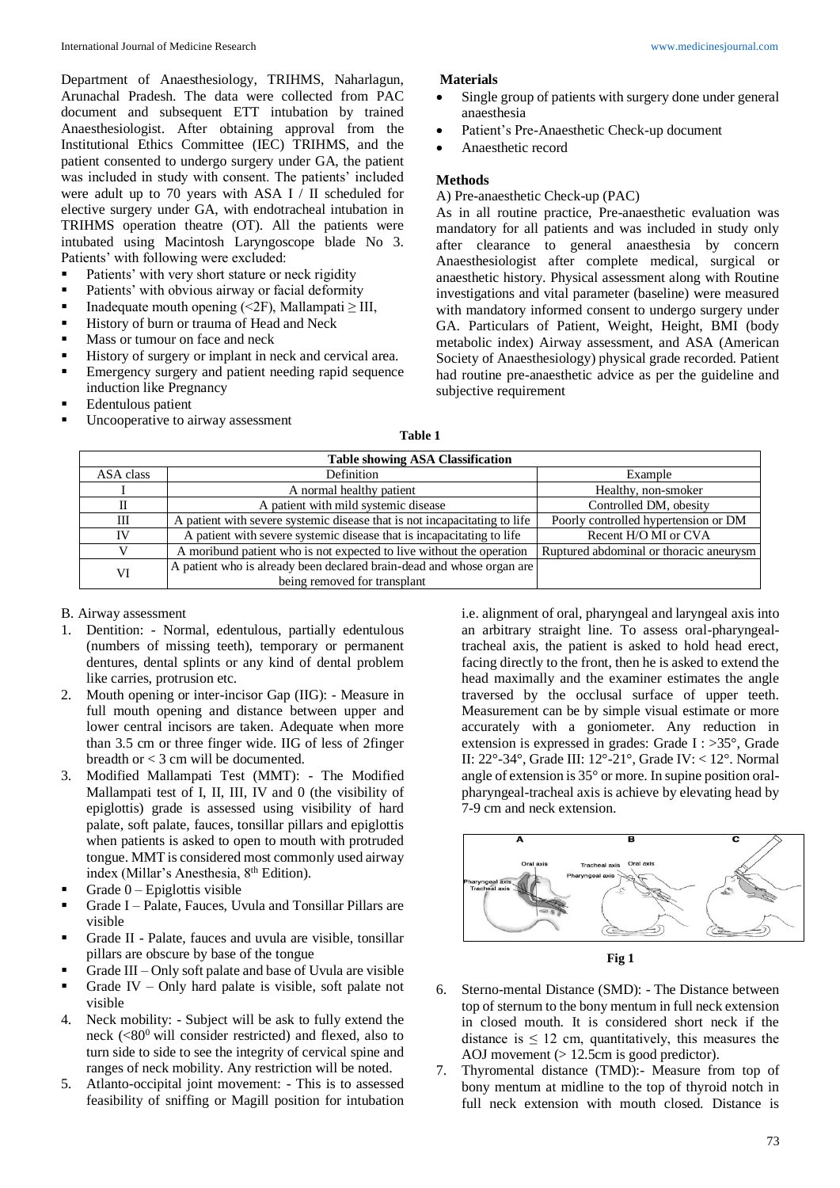Department of Anaesthesiology, TRIHMS, Naharlagun, Arunachal Pradesh. The data were collected from PAC document and subsequent ETT intubation by trained Anaesthesiologist. After obtaining approval from the Institutional Ethics Committee (IEC) TRIHMS, and the patient consented to undergo surgery under GA, the patient was included in study with consent. The patients' included were adult up to 70 years with ASA I / II scheduled for elective surgery under GA, with endotracheal intubation in TRIHMS operation theatre (OT). All the patients were intubated using Macintosh Laryngoscope blade No 3. Patients' with following were excluded:

- Patients' with very short stature or neck rigidity
- Patients' with obvious airway or facial deformity
- Inadequate mouth opening (<2F), Mallampati ≥ III,
- History of burn or trauma of Head and Neck
- Mass or tumour on face and neck
- History of surgery or implant in neck and cervical area.
- Emergency surgery and patient needing rapid sequence induction like Pregnancy
- Edentulous patient
- Uncooperative to airway assessment

**Materials**

- Single group of patients with surgery done under general anaesthesia
- Patient's Pre-Anaesthetic Check-up document
- Anaesthetic record

**Methods**

A) Pre-anaesthetic Check-up (PAC)

As in all routine practice, Pre-anaesthetic evaluation was mandatory for all patients and was included in study only after clearance to general anaesthesia by concern Anaesthesiologist after complete medical, surgical or anaesthetic history. Physical assessment along with Routine investigations and vital parameter (baseline) were measured with mandatory informed consent to undergo surgery under GA. Particulars of Patient, Weight, Height, BMI (body metabolic index) Airway assessment, and ASA (American Society of Anaesthesiology) physical grade recorded. Patient had routine pre-anaesthetic advice as per the guideline and subjective requirement

**Table 1**

| Table showing ASA Classification | | |
|---|---|---|
| ASA class | Definition | Example |
| I | A normal healthy patient | Healthy, non-smoker |
| II | A patient with mild systemic disease | Controlled DM, obesity |
| III | A patient with severe systemic disease that is not incapacitating to life | Poorly controlled hypertension or DM |
| IV | A patient with severe systemic disease that is incapacitating to life | Recent H/O MI or CVA |
| V | A moribund patient who is not expected to live without the operation | Ruptured abdominal or thoracic aneurysm |
| VI | A patient who is already been declared brain-dead and whose organ are being removed for transplant | |

B. Airway assessment

1. Dentition: - Normal, edentulous, partially edentulous (numbers of missing teeth), temporary or permanent dentures, dental splints or any kind of dental problem like carries, protrusion etc.
2. Mouth opening or inter-incisor Gap (IIG): - Measure in full mouth opening and distance between upper and lower central incisors are taken. Adequate when more than 3.5 cm or three finger wide. IIG of less of 2finger breadth or < 3 cm will be documented.
3. Modified Mallampati Test (MMT): - The Modified Mallampati test of I, II, III, IV and 0 (the visibility of epiglottis) grade is assessed using visibility of hard palate, soft palate, fauces, tonsillar pillars and epiglottis when patients is asked to open to mouth with protruded tongue. MMT is considered most commonly used airway index (Millar's Anesthesia, 8th Edition).
   - Grade 0 – Epiglottis visible
   - Grade I – Palate, Fauces, Uvula and Tonsillar Pillars are visible
   - Grade II - Palate, fauces and uvula are visible, tonsillar pillars are obscure by base of the tongue
   - Grade III – Only soft palate and base of Uvula are visible
   - Grade IV – Only hard palate is visible, soft palate not visible
4. Neck mobility: - Subject will be ask to fully extend the neck (<80$^0$ will consider restricted) and flexed, also to turn side to side to see the integrity of cervical spine and ranges of neck mobility. Any restriction will be noted.
5. Atlanto-occipital joint movement: - This is to assessed feasibility of sniffing or Magill position for intubation i.e. alignment of oral, pharyngeal and laryngeal axis into an arbitrary straight line. To assess oral-pharyngeal-tracheal axis, the patient is asked to hold head erect, facing directly to the front, then he is asked to extend the head maximally and the examiner estimates the angle traversed by the occlusal surface of upper teeth. Measurement can be by simple visual estimate or more accurately with a goniometer. Any reduction in extension is expressed in grades: Grade I : >35°, Grade II: 22°-34°, Grade III: 12°-21°, Grade IV: < 12°. Normal angle of extension is 35° or more. In supine position oral-pharyngeal-tracheal axis is achieve by elevating head by 7-9 cm and neck extension.

Fig 1

6. Sterno-mental Distance (SMD): - The Distance between top of sternum to the bony mentum in full neck extension in closed mouth. It is considered short neck if the distance is ≤ 12 cm, quantitatively, this measures the AOJ movement (> 12.5cm is good predictor).
7. Thyromental distance (TMD):- Measure from top of bony mentum at midline to the top of thyroid notch in full neck extension with mouth closed. Distance is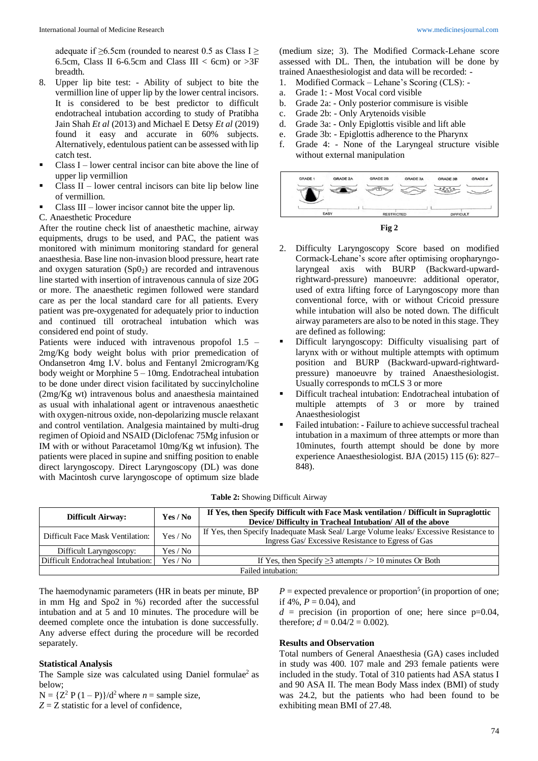adequate if ≥6.5cm (rounded to nearest 0.5 as Class I ≥ 6.5cm, Class II 6-6.5cm and Class III < 6cm) or >3F breadth.

8. Upper lip bite test: - Ability of subject to bite the vermillion line of upper lip by the lower central incisors. It is considered to be best predictor to difficult endotracheal intubation according to study of Pratibha Jain Shah *Et al* (2013) and Michael E Detsy *Et al* (2019) found it easy and accurate in 60% subjects. Alternatively, edentulous patient can be assessed with lip catch test.

- Class I – lower central incisor can bite above the line of upper lip vermillion
- Class II – lower central incisors can bite lip below line of vermillion.
- Class III – lower incisor cannot bite the upper lip.

C. Anaesthetic Procedure

After the routine check list of anaesthetic machine, airway equipments, drugs to be used, and PAC, the patient was monitored with minimum monitoring standard for general anaesthesia. Base line non-invasion blood pressure, heart rate and oxygen saturation ($SpO_2$) are recorded and intravenous line started with insertion of intravenous cannula of size 20G or more. The anaesthetic regimen followed were standard care as per the local standard care for all patients. Every patient was pre-oxygenated for adequately prior to induction and continued till orotracheal intubation which was considered end point of study.

Patients were induced with intravenous propofol 1.5 – 2mg/Kg body weight bolus with prior premedication of Ondansetron 4mg I.V. bolus and Fentanyl 2microgram/Kg body weight or Morphine 5 – 10mg. Endotracheal intubation to be done under direct vision facilitated by succinylcholine (2mg/Kg wt) intravenous bolus and anaesthesia maintained as usual with inhalational agent or intravenous anaesthetic with oxygen-nitrous oxide, non-depolarizing muscle relaxant and control ventilation. Analgesia maintained by multi-drug regimen of Opioid and NSAID (Diclofenac 75Mg infusion or IM with or without Paracetamol 10mg/Kg wt infusion). The patients were placed in supine and sniffing position to enable direct laryngoscopy. Direct Laryngoscopy (DL) was done with Macintosh curve laryngoscope of optimum size blade (medium size; 3). The Modified Cormack-Lehane score assessed with DL. Then, the intubation will be done by trained Anaesthesiologist and data will be recorded: -

1. Modified Cormack – Lehane's Scoring (CLS): -
   a. Grade 1: - Most Vocal cord visible
   b. Grade 2a: - Only posterior commisure is visible
   c. Grade 2b: - Only Arytenoids visible
   d. Grade 3a: - Only Epiglottis visible and lift able
   e. Grade 3b: - Epiglottis adherence to the Pharynx
   f. Grade 4: - None of the Laryngeal structure visible without external manipulation

Fig 2

2. Difficulty Laryngoscopy Score based on modified Cormack-Lehane's score after optimising oropharyngo-laryngeal axis with BURP (Backward-upward-rightward-pressure) manoeuvre: additional operator, used of extra lifting force of Laryngoscopy more than conventional force, with or without Cricoid pressure while intubation will also be noted down. The difficult airway parameters are also to be noted in this stage. They are defined as following:

- Difficult laryngoscopy: Difficulty visualising part of larynx with or without multiple attempts with optimum position and BURP (Backward-upward-rightward-pressure) manoeuvre by trained Anaesthesiologist. Usually corresponds to mCLS 3 or more
- Difficult tracheal intubation: Endotracheal intubation of multiple attempts of 3 or more by trained Anaesthesiologist
- Failed intubation: - Failure to achieve successful tracheal intubation in a maximum of three attempts or more than 10minutes, fourth attempt should be done by more experience Anaesthesiologist. BJA (2015) 115 (6): 827–848).

**Table 2:** Showing Difficult Airway

| Difficult Airway: | Yes / No | If Yes, then Specify Difficult with Face Mask ventilation / Difficult in Supraglottic Device/ Difficulty in Tracheal Intubation/ All of the above |
|---|---|---|
| Difficult Face Mask Ventilation: | Yes / No | If Yes, then Specify Inadequate Mask Seal/ Large Volume leaks/ Excessive Resistance to Ingress Gas/ Excessive Resistance to Egress of Gas |
| Difficult Laryngoscopy: | Yes / No | |
| Difficult Endotracheal Intubation: | Yes / No | If Yes, then Specify ≥3 attempts / > 10 minutes Or Both |
| Failed intubation: | | |

The haemodynamic parameters (HR in beats per minute, BP in mm Hg and Spo2 in %) recorded after the successful intubation and at 5 and 10 minutes. The procedure will be deemed complete once the intubation is done successfully. Any adverse effect during the procedure will be recorded separately.

### Statistical Analysis

The Sample size was calculated using Daniel formulae[2] as below;

$N = \{Z^2 P (1 – P)\}/d^2$ where $n$ = sample size,

$Z$ = Z statistic for a level of confidence,

$P$ = expected prevalence or proportion[5] (in proportion of one; if 4%, $P = 0.04$), and

$d$ = precision (in proportion of one; here since p=0.04, therefore; $d = 0.04/2 = 0.002$).

### Results and Observation

Total numbers of General Anaesthesia (GA) cases included in study was 400. 107 male and 293 female patients were included in the study. Total of 310 patients had ASA status I and 90 ASA II. The mean Body Mass index (BMI) of study was 24.2, but the patients who had been found to be exhibiting mean BMI of 27.48.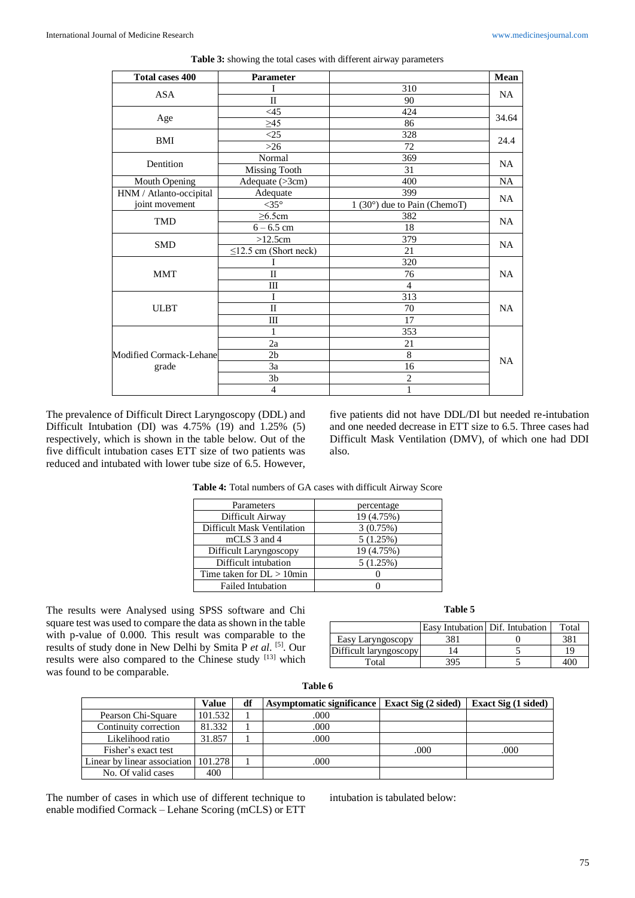**Table 3:** showing the total cases with different airway parameters

| Total cases 400 | Parameter | | Mean |
|---|---|---|---|
| ASA | I | 310 | NA |
| | II | 90 | |
| Age | <45 | 424 | 34.64 |
| | ≥45 | 86 | |
| BMI | <25 | 328 | 24.4 |
| | >26 | 72 | |
| Dentition | Normal | 369 | NA |
| | Missing Tooth | 31 | |
| Mouth Opening | Adequate (>3cm) | 400 | NA |
| HNM / Atlanto-occipital joint movement | Adequate | 399 | NA |
| | <35° | 1 (30°) due to Pain (ChemoT) | |
| TMD | ≥6.5cm | 382 | NA |
| | 6 – 6.5 cm | 18 | |
| SMD | >12.5cm | 379 | NA |
| | ≤12.5 cm (Short neck) | 21 | |
| MMT | I | 320 | NA |
| | II | 76 | |
| | III | 4 | |
| ULBT | I | 313 | NA |
| | II | 70 | |
| | III | 17 | |
| Modified Cormack-Lehane grade | 1 | 353 | NA |
| | 2a | 21 | |
| | 2b | 8 | |
| | 3a | 16 | |
| | 3b | 2 | |
| | 4 | 1 | |

The prevalence of Difficult Direct Laryngoscopy (DDL) and Difficult Intubation (DI) was 4.75% (19) and 1.25% (5) respectively, which is shown in the table below. Out of the five difficult intubation cases ETT size of two patients was reduced and intubated with lower tube size of 6.5. However, five patients did not have DDL/DI but needed re-intubation and one needed decrease in ETT size to 6.5. Three cases had Difficult Mask Ventilation (DMV), of which one had DDI also.

**Table 4:** Total numbers of GA cases with difficult Airway Score

| Parameters | percentage |
|---|---|
| Difficult Airway | 19 (4.75%) |
| Difficult Mask Ventilation | 3 (0.75%) |
| mCLS 3 and 4 | 5 (1.25%) |
| Difficult Laryngoscopy | 19 (4.75%) |
| Difficult intubation | 5 (1.25%) |
| Time taken for DL > 10min | 0 |
| Failed Intubation | 0 |

The results were Analysed using SPSS software and Chi square test was used to compare the data as shown in the table with p-value of 0.000. This result was comparable to the results of study done in New Delhi by Smita P *et al.* [5]. Our results were also compared to the Chinese study [13] which was found to be comparable.

**Table 5**

| | Easy Intubation | Dif. Intubation | Total |
|---|---|---|---|
| Easy Laryngoscopy | 381 | 0 | 381 |
| Difficult laryngoscopy | 14 | 5 | 19 |
| Total | 395 | 5 | 400 |

**Table 6**

| | Value | df | Asymptomatic significance | Exact Sig (2 sided) | Exact Sig (1 sided) |
|---|---|---|---|---|---|
| Pearson Chi-Square | 101.532 | 1 | .000 | | |
| Continuity correction | 81.332 | 1 | .000 | | |
| Likelihood ratio | 31.857 | 1 | .000 | | |
| Fisher's exact test | | | | .000 | .000 |
| Linear by linear association | 101.278 | 1 | .000 | | |
| No. Of valid cases | 400 | | | | |

The number of cases in which use of different technique to enable modified Cormack – Lehane Scoring (mCLS) or ETT intubation is tabulated below: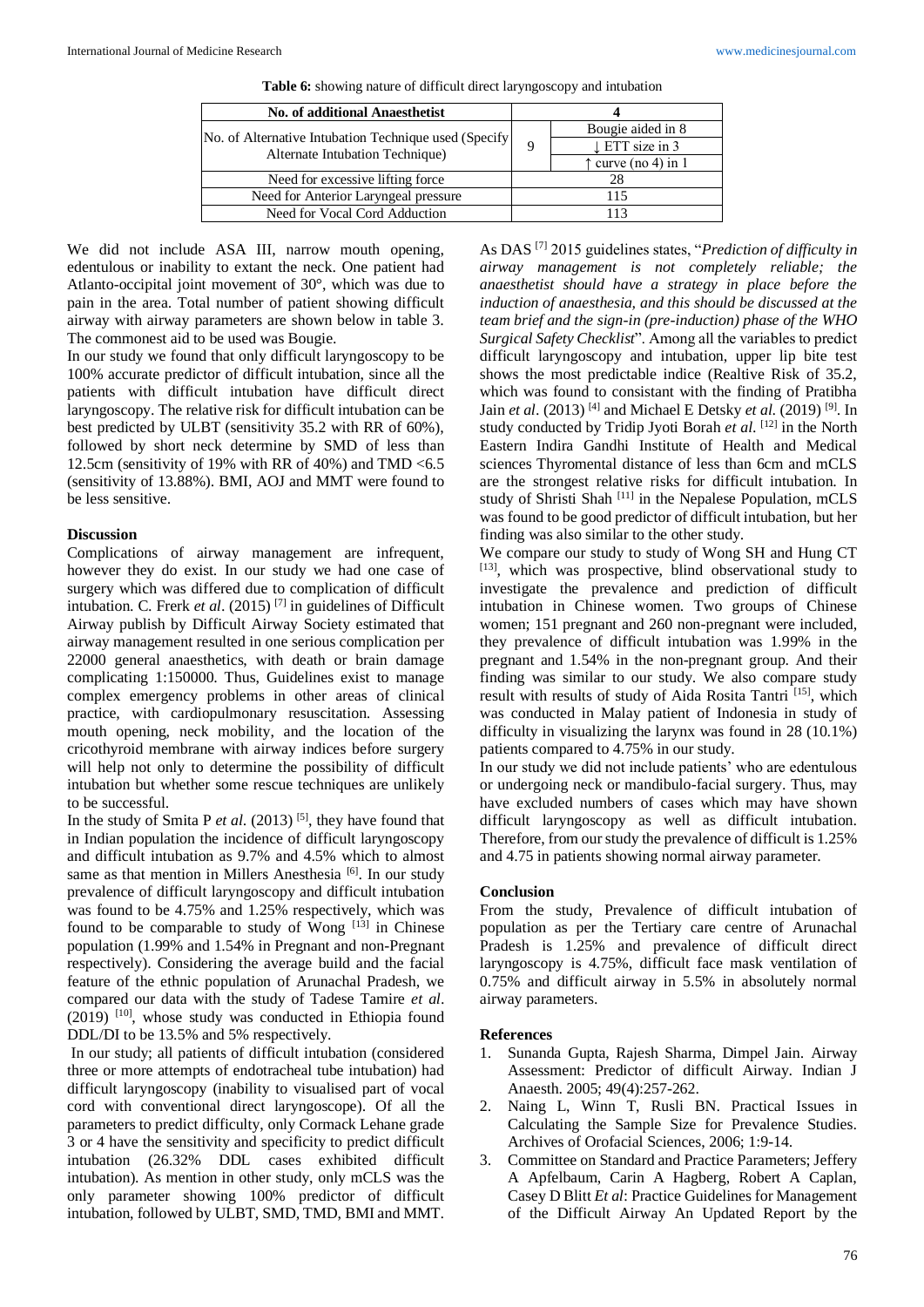**Table 6:** showing nature of difficult direct laryngoscopy and intubation

| No. of additional Anaesthetist | 4 | |
|---|---|---|
| No. of Alternative Intubation Technique used (Specify Alternate Intubation Technique) | 9 | Bougie aided in 8 |
| | | ↓ ETT size in 3 |
| | | ↑ curve (no 4) in 1 |
| Need for excessive lifting force | 28 | |
| Need for Anterior Laryngeal pressure | 115 | |
| Need for Vocal Cord Adduction | 113 | |

We did not include ASA III, narrow mouth opening, edentulous or inability to extant the neck. One patient had Atlanto-occipital joint movement of 30°, which was due to pain in the area. Total number of patient showing difficult airway with airway parameters are shown below in table 3. The commonest aid to be used was Bougie.

In our study we found that only difficult laryngoscopy to be 100% accurate predictor of difficult intubation, since all the patients with difficult intubation have difficult direct laryngoscopy. The relative risk for difficult intubation can be best predicted by ULBT (sensitivity 35.2 with RR of 60%), followed by short neck determine by SMD of less than 12.5cm (sensitivity of 19% with RR of 40%) and TMD <6.5 (sensitivity of 13.88%). BMI, AOJ and MMT were found to be less sensitive.

## Discussion

Complications of airway management are infrequent, however they do exist. In our study we had one case of surgery which was differed due to complication of difficult intubation. C. Frerk *et al*. (2015) [7] in guidelines of Difficult Airway publish by Difficult Airway Society estimated that airway management resulted in one serious complication per 22000 general anaesthetics, with death or brain damage complicating 1:150000. Thus, Guidelines exist to manage complex emergency problems in other areas of clinical practice, with cardiopulmonary resuscitation. Assessing mouth opening, neck mobility, and the location of the cricothyroid membrane with airway indices before surgery will help not only to determine the possibility of difficult intubation but whether some rescue techniques are unlikely to be successful.

In the study of Smita P *et al*. (2013) [5], they have found that in Indian population the incidence of difficult laryngoscopy and difficult intubation as 9.7% and 4.5% which to almost same as that mention in Millers Anesthesia [6]. In our study prevalence of difficult laryngoscopy and difficult intubation was found to be 4.75% and 1.25% respectively, which was found to be comparable to study of Wong [13] in Chinese population (1.99% and 1.54% in Pregnant and non-Pregnant respectively). Considering the average build and the facial feature of the ethnic population of Arunachal Pradesh, we compared our data with the study of Tadese Tamire *et al*. (2019) [10], whose study was conducted in Ethiopia found DDL/DI to be 13.5% and 5% respectively.

In our study; all patients of difficult intubation (considered three or more attempts of endotracheal tube intubation) had difficult laryngoscopy (inability to visualised part of vocal cord with conventional direct laryngoscope). Of all the parameters to predict difficulty, only Cormack Lehane grade 3 or 4 have the sensitivity and specificity to predict difficult intubation (26.32% DDL cases exhibited difficult intubation). As mention in other study, only mCLS was the only parameter showing 100% predictor of difficult intubation, followed by ULBT, SMD, TMD, BMI and MMT.

As DAS [7] 2015 guidelines states, "*Prediction of difficulty in airway management is not completely reliable; the anaesthetist should have a strategy in place before the induction of anaesthesia, and this should be discussed at the team brief and the sign-in (pre-induction) phase of the WHO Surgical Safety Checklist*". Among all the variables to predict difficult laryngoscopy and intubation, upper lip bite test shows the most predictable indice (Realtive Risk of 35.2, which was found to consistant with the finding of Pratibha Jain *et al*. (2013) [4] and Michael E Detsky *et al*. (2019) [9]. In study conducted by Tridip Jyoti Borah *et al*. [12] in the North Eastern Indira Gandhi Institute of Health and Medical sciences Thyromental distance of less than 6cm and mCLS are the strongest relative risks for difficult intubation. In study of Shristi Shah [11] in the Nepalese Population, mCLS was found to be good predictor of difficult intubation, but her finding was also similar to the other study.

We compare our study to study of Wong SH and Hung CT [13], which was prospective, blind observational study to investigate the prevalence and prediction of difficult intubation in Chinese women. Two groups of Chinese women; 151 pregnant and 260 non-pregnant were included, they prevalence of difficult intubation was 1.99% in the pregnant and 1.54% in the non-pregnant group. And their finding was similar to our study. We also compare study result with results of study of Aida Rosita Tantri [15], which was conducted in Malay patient of Indonesia in study of difficulty in visualizing the larynx was found in 28 (10.1%) patients compared to 4.75% in our study.

In our study we did not include patients' who are edentulous or undergoing neck or mandibulo-facial surgery. Thus, may have excluded numbers of cases which may have shown difficult laryngoscopy as well as difficult intubation. Therefore, from our study the prevalence of difficult is 1.25% and 4.75 in patients showing normal airway parameter.

## Conclusion

From the study, Prevalence of difficult intubation of population as per the Tertiary care centre of Arunachal Pradesh is 1.25% and prevalence of difficult direct laryngoscopy is 4.75%, difficult face mask ventilation of 0.75% and difficult airway in 5.5% in absolutely normal airway parameters.

## References

1. Sunanda Gupta, Rajesh Sharma, Dimpel Jain. Airway Assessment: Predictor of difficult Airway. Indian J Anaesth. 2005; 49(4):257-262.
2. Naing L, Winn T, Rusli BN. Practical Issues in Calculating the Sample Size for Prevalence Studies. Archives of Orofacial Sciences, 2006; 1:9-14.
3. Committee on Standard and Practice Parameters; Jeffery A Apfelbaum, Carin A Hagberg, Robert A Caplan, Casey D Blitt *Et al*: Practice Guidelines for Management of the Difficult Airway An Updated Report by the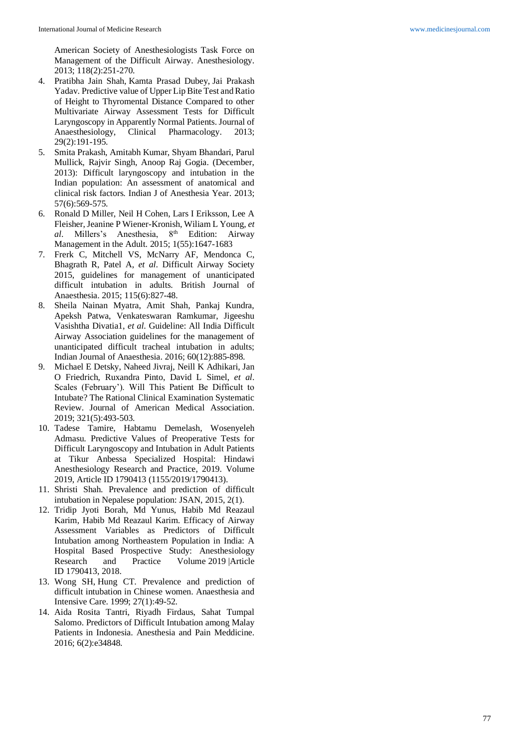American Society of Anesthesiologists Task Force on Management of the Difficult Airway. Anesthesiology. 2013; 118(2):251-270.

4. Pratibha Jain Shah, Kamta Prasad Dubey, Jai Prakash Yadav. Predictive value of Upper Lip Bite Test and Ratio of Height to Thyromental Distance Compared to other Multivariate Airway Assessment Tests for Difficult Laryngoscopy in Apparently Normal Patients. Journal of Anaesthesiology, Clinical Pharmacology. 2013; 29(2):191-195.
5. Smita Prakash, Amitabh Kumar, Shyam Bhandari, Parul Mullick, Rajvir Singh, Anoop Raj Gogia. (December, 2013): Difficult laryngoscopy and intubation in the Indian population: An assessment of anatomical and clinical risk factors. Indian J of Anesthesia Year. 2013; 57(6):569-575.
6. Ronald D Miller, Neil H Cohen, Lars I Eriksson, Lee A Fleisher, Jeanine P Wiener-Kronish, Wiliam L Young, *et al*. Millers's Anesthesia, 8th Edition: Airway Management in the Adult. 2015; 1(55):1647-1683
7. Frerk C, Mitchell VS, McNarry AF, Mendonca C, Bhagrath R, Patel A, *et al*. Difficult Airway Society 2015, guidelines for management of unanticipated difficult intubation in adults. British Journal of Anaesthesia. 2015; 115(6):827-48.
8. Sheila Nainan Myatra, Amit Shah, Pankaj Kundra, Apeksh Patwa, Venkateswaran Ramkumar, Jigeeshu Vasishtha Divatia1, *et al*. Guideline: All India Difficult Airway Association guidelines for the management of unanticipated difficult tracheal intubation in adults; Indian Journal of Anaesthesia. 2016; 60(12):885-898.
9. Michael E Detsky, Naheed Jivraj, Neill K Adhikari, Jan O Friedrich, Ruxandra Pinto, David L Simel, *et al*. Scales (February'). Will This Patient Be Difficult to Intubate? The Rational Clinical Examination Systematic Review. Journal of American Medical Association. 2019; 321(5):493-503.
10. Tadese Tamire, Habtamu Demelash, Wosenyeleh Admasu. Predictive Values of Preoperative Tests for Difficult Laryngoscopy and Intubation in Adult Patients at Tikur Anbessa Specialized Hospital: Hindawi Anesthesiology Research and Practice, 2019. Volume 2019, Article ID 1790413 (1155/2019/1790413).
11. Shristi Shah. Prevalence and prediction of difficult intubation in Nepalese population: JSAN, 2015, 2(1).
12. Tridip Jyoti Borah, Md Yunus, Habib Md Reazaul Karim, Habib Md Reazaul Karim. Efficacy of Airway Assessment Variables as Predictors of Difficult Intubation among Northeastern Population in India: A Hospital Based Prospective Study: Anesthesiology Research and Practice Volume 2019 |Article ID 1790413, 2018.
13. Wong SH, Hung CT. Prevalence and prediction of difficult intubation in Chinese women. Anaesthesia and Intensive Care. 1999; 27(1):49-52.
14. Aida Rosita Tantri, Riyadh Firdaus, Sahat Tumpal Salomo. Predictors of Difficult Intubation among Malay Patients in Indonesia. Anesthesia and Pain Meddicine. 2016; 6(2):e34848.